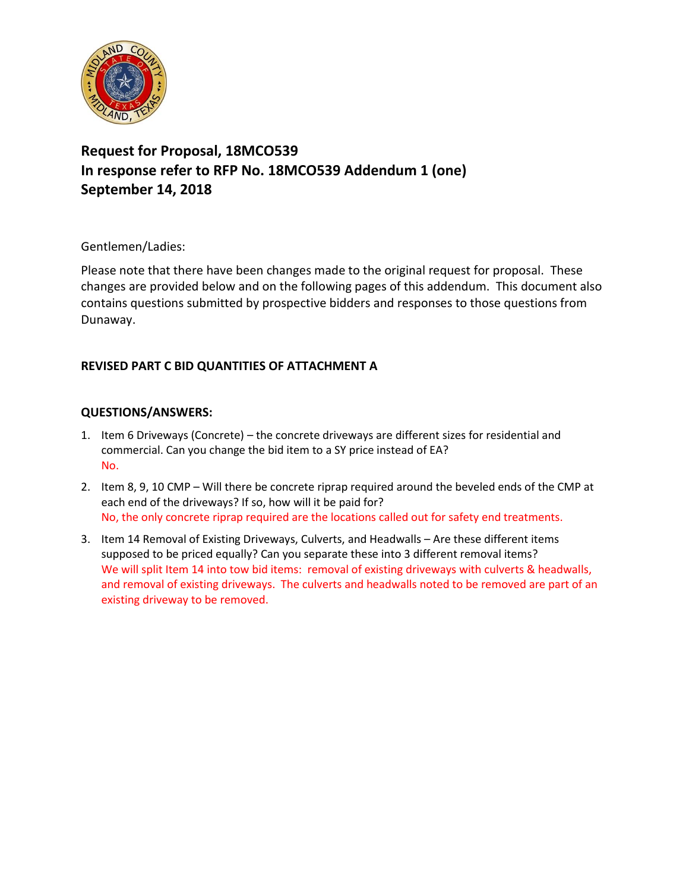**Request for Proposal, 18MCO539**
**In response refer to RFP No. 18MCO539 Addendum 1 (one)**
**September 14, 2018**

Gentlemen/Ladies:

Please note that there have been changes made to the original request for proposal. These changes are provided below and on the following pages of this addendum. This document also contains questions submitted by prospective bidders and responses to those questions from Dunaway.

**REVISED PART C BID QUANTITIES OF ATTACHMENT A**

**QUESTIONS/ANSWERS:**

1. Item 6 Driveways (Concrete) – the concrete driveways are different sizes for residential and commercial. Can you change the bid item to a SY price instead of EA?
   No.

2. Item 8, 9, 10 CMP – Will there be concrete riprap required around the beveled ends of the CMP at each end of the driveways? If so, how will it be paid for?
   No, the only concrete riprap required are the locations called out for safety end treatments.

3. Item 14 Removal of Existing Driveways, Culverts, and Headwalls – Are these different items supposed to be priced equally? Can you separate these into 3 different removal items?
   We will split Item 14 into tow bid items: removal of existing driveways with culverts & headwalls, and removal of existing driveways. The culverts and headwalls noted to be removed are part of an existing driveway to be removed.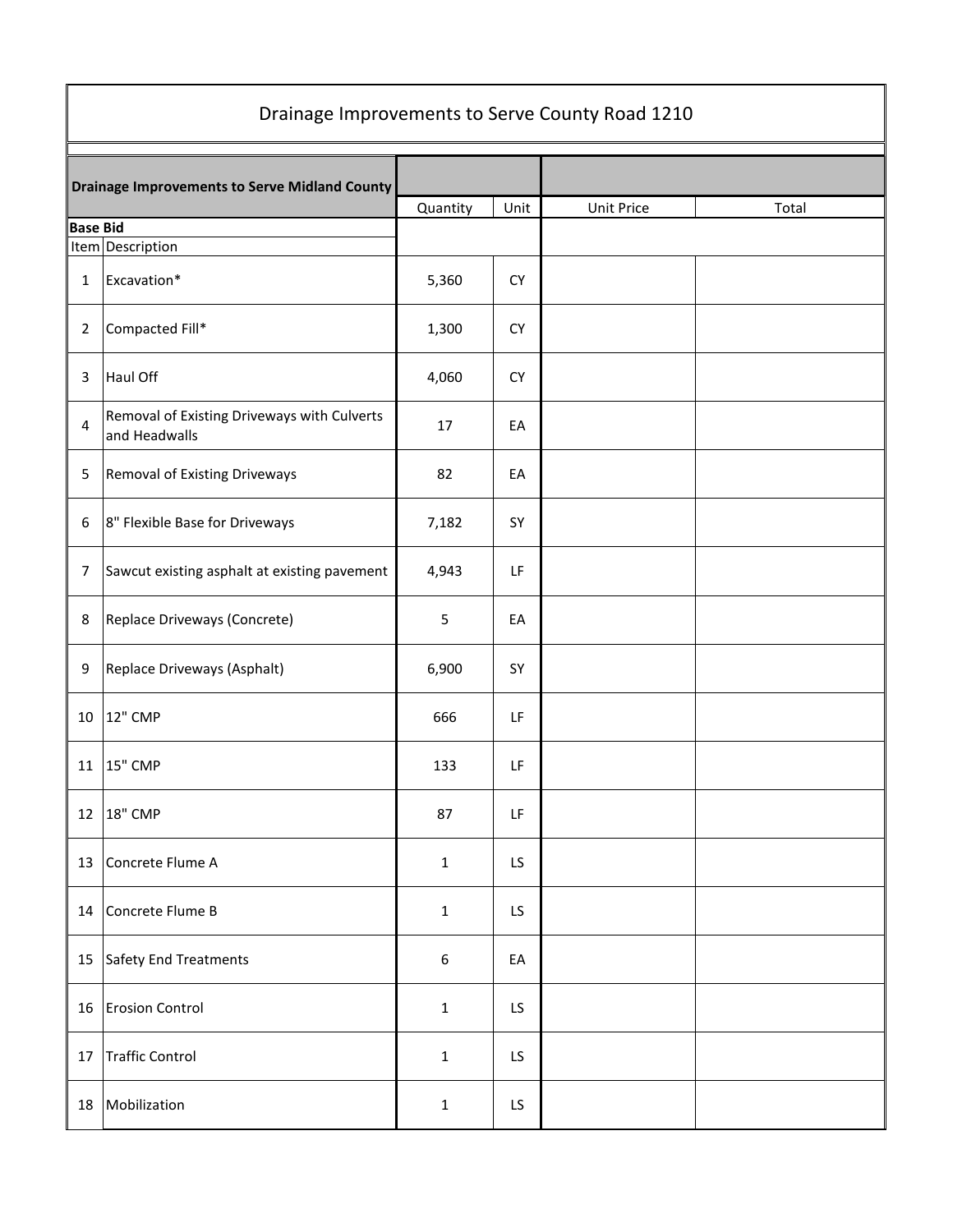# Drainage Improvements to Serve County Road 1210

| Drainage Improvements to Serve Midland County | | | | | |
|---|---|---|---|---|---|
| | | Quantity | Unit | Unit Price | Total |
| **Base Bid** | | | | | |
| Item | Description | | | | |
| 1 | Excavation* | 5,360 | CY | | |
| 2 | Compacted Fill* | 1,300 | CY | | |
| 3 | Haul Off | 4,060 | CY | | |
| 4 | Removal of Existing Driveways with Culverts and Headwalls | 17 | EA | | |
| 5 | Removal of Existing Driveways | 82 | EA | | |
| 6 | 8" Flexible Base for Driveways | 7,182 | SY | | |
| 7 | Sawcut existing asphalt at existing pavement | 4,943 | LF | | |
| 8 | Replace Driveways (Concrete) | 5 | EA | | |
| 9 | Replace Driveways (Asphalt) | 6,900 | SY | | |
| 10 | 12" CMP | 666 | LF | | |
| 11 | 15" CMP | 133 | LF | | |
| 12 | 18" CMP | 87 | LF | | |
| 13 | Concrete Flume A | 1 | LS | | |
| 14 | Concrete Flume B | 1 | LS | | |
| 15 | Safety End Treatments | 6 | EA | | |
| 16 | Erosion Control | 1 | LS | | |
| 17 | Traffic Control | 1 | LS | | |
| 18 | Mobilization | 1 | LS | | |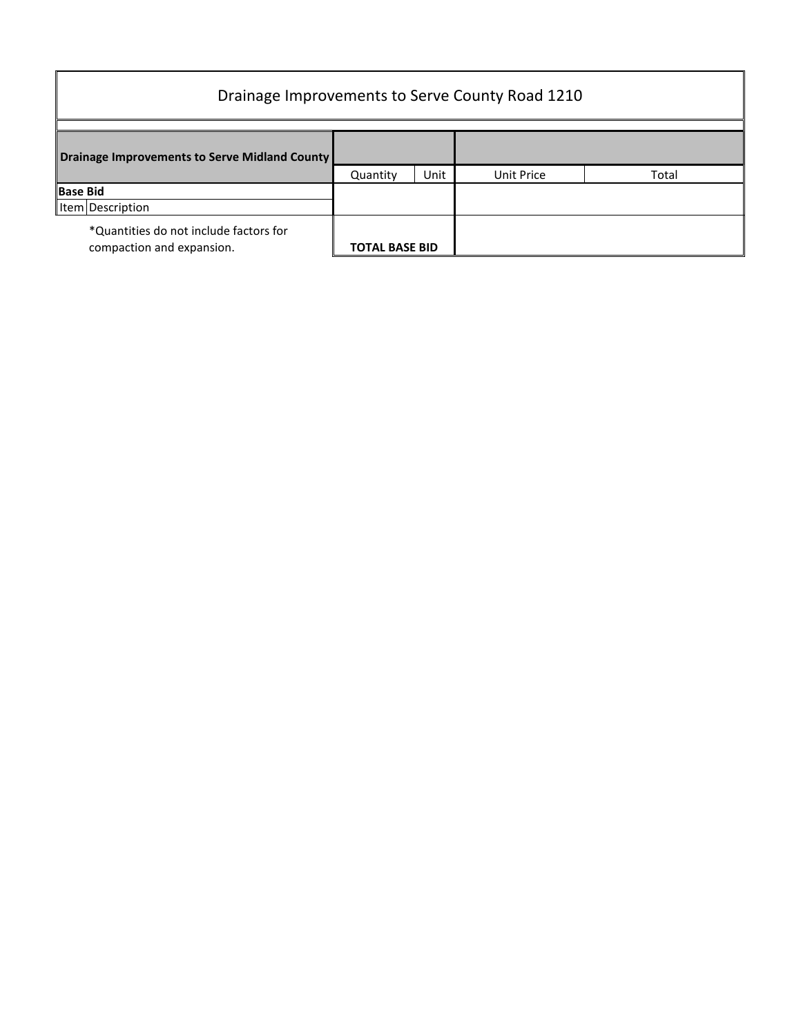# Drainage Improvements to Serve County Road 1210

| Drainage Improvements to Serve Midland County | | | | | |
| --- | --- | --- | --- | --- | --- |
| | | Quantity | Unit | Unit Price | Total |
| **Base Bid** | | | | | |
| Item | Description | | | | |
| *Quantities do not include factors for compaction and expansion. | | **TOTAL BASE BID** | | | |